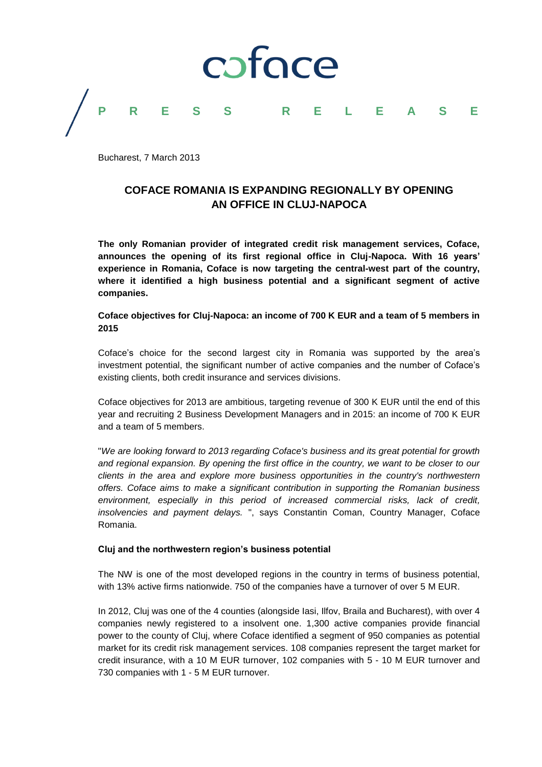coface

PRESS RELEASE

Bucharest, 7 March 2013

# COFACE ROMANIA IS EXPANDING REGIONALLY BY OPENING AN OFFICE IN CLUJ-NAPOCA

**The only Romanian provider of integrated credit risk management services, Coface, announces the opening of its first regional office in Cluj-Napoca. With 16 years' experience in Romania, Coface is now targeting the central-west part of the country, where it identified a high business potential and a significant segment of active companies.**

**Coface objectives for Cluj-Napoca: an income of 700 K EUR and a team of 5 members in 2015**

Coface's choice for the second largest city in Romania was supported by the area's investment potential, the significant number of active companies and the number of Coface's existing clients, both credit insurance and services divisions.

Coface objectives for 2013 are ambitious, targeting revenue of 300 K EUR until the end of this year and recruiting 2 Business Development Managers and in 2015: an income of 700 K EUR and a team of 5 members.

"*We are looking forward to 2013 regarding Coface's business and its great potential for growth and regional expansion. By opening the first office in the country, we want to be closer to our clients in the area and explore more business opportunities in the country's northwestern offers. Coface aims to make a significant contribution in supporting the Romanian business environment, especially in this period of increased commercial risks, lack of credit, insolvencies and payment delays.* ", says Constantin Coman, Country Manager, Coface Romania.

**Cluj and the northwestern region's business potential**

The NW is one of the most developed regions in the country in terms of business potential, with 13% active firms nationwide. 750 of the companies have a turnover of over 5 M EUR.

In 2012, Cluj was one of the 4 counties (alongside Iasi, Ilfov, Braila and Bucharest), with over 4 companies newly registered to a insolvent one. 1,300 active companies provide financial power to the county of Cluj, where Coface identified a segment of 950 companies as potential market for its credit risk management services. 108 companies represent the target market for credit insurance, with a 10 M EUR turnover, 102 companies with 5 - 10 M EUR turnover and 730 companies with 1 - 5 M EUR turnover.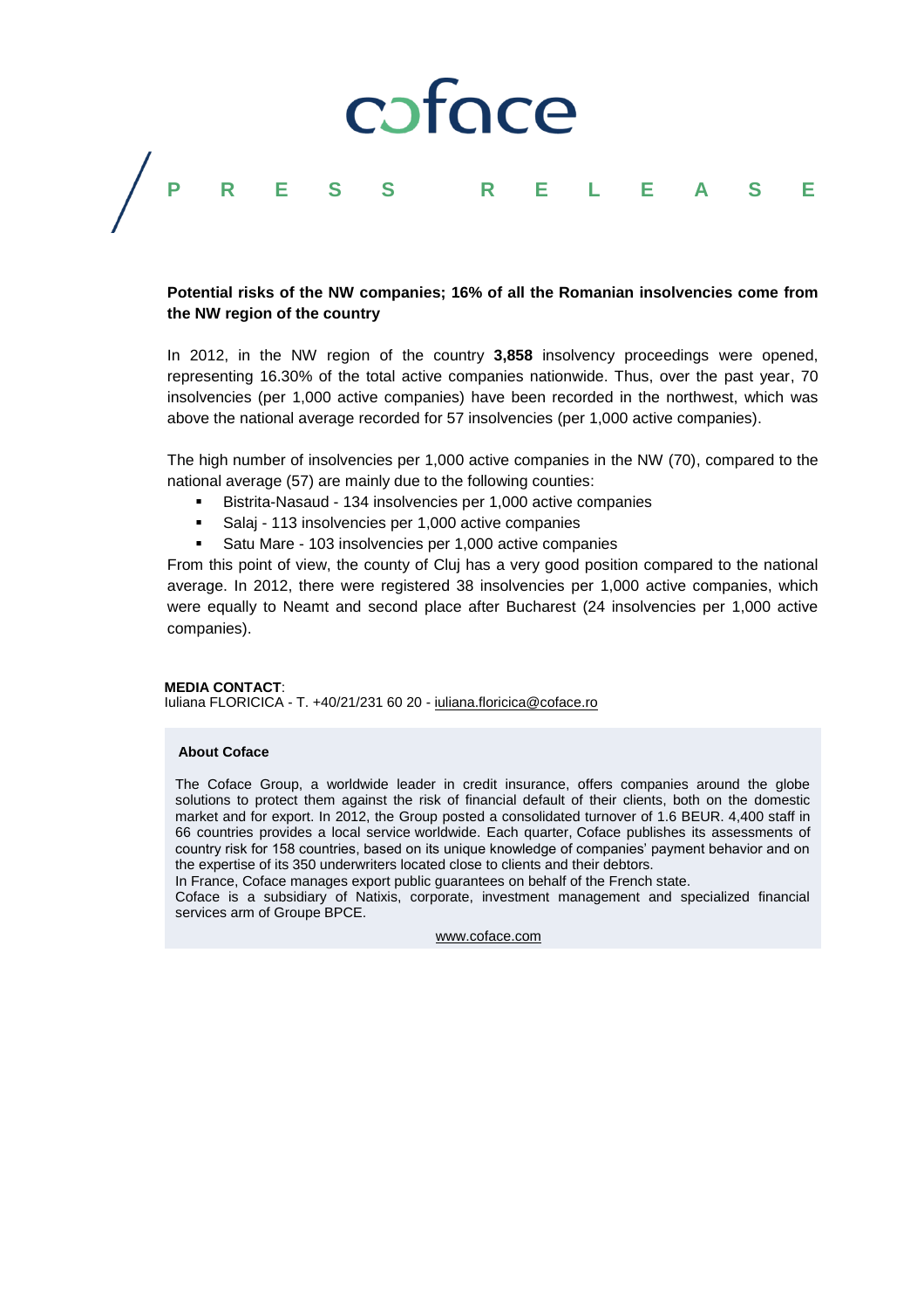# PRESS RELEASE

**Potential risks of the NW companies; 16% of all the Romanian insolvencies come from the NW region of the country**

In 2012, in the NW region of the country **3,858** insolvency proceedings were opened, representing 16.30% of the total active companies nationwide. Thus, over the past year, 70 insolvencies (per 1,000 active companies) have been recorded in the northwest, which was above the national average recorded for 57 insolvencies (per 1,000 active companies).

The high number of insolvencies per 1,000 active companies in the NW (70), compared to the national average (57) are mainly due to the following counties:

- Bistrita-Nasaud - 134 insolvencies per 1,000 active companies
- Salaj - 113 insolvencies per 1,000 active companies
- Satu Mare - 103 insolvencies per 1,000 active companies

From this point of view, the county of Cluj has a very good position compared to the national average. In 2012, there were registered 38 insolvencies per 1,000 active companies, which were equally to Neamt and second place after Bucharest (24 insolvencies per 1,000 active companies).

**MEDIA CONTACT**:
Iuliana FLORICICA - T. +40/21/231 60 20 - iuliana.floricica@coface.ro

**About Coface**

The Coface Group, a worldwide leader in credit insurance, offers companies around the globe solutions to protect them against the risk of financial default of their clients, both on the domestic market and for export. In 2012, the Group posted a consolidated turnover of 1.6 BEUR. 4,400 staff in 66 countries provides a local service worldwide. Each quarter, Coface publishes its assessments of country risk for 158 countries, based on its unique knowledge of companies' payment behavior and on the expertise of its 350 underwriters located close to clients and their debtors.
In France, Coface manages export public guarantees on behalf of the French state.
Coface is a subsidiary of Natixis, corporate, investment management and specialized financial services arm of Groupe BPCE.

www.coface.com